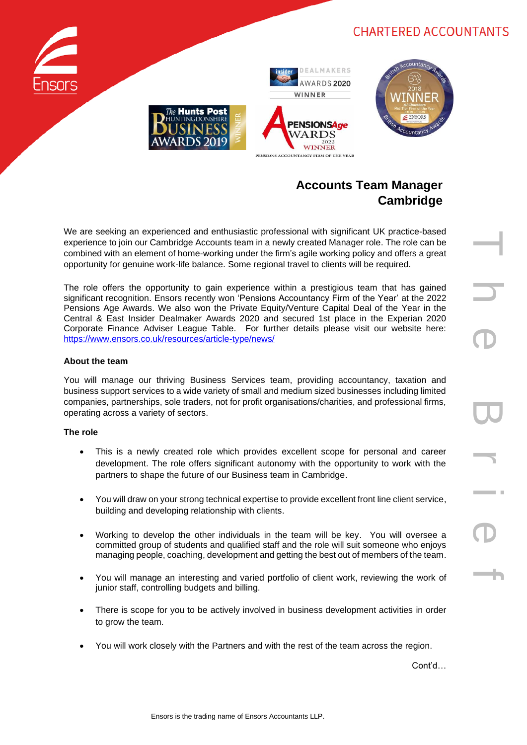CHARTERED ACCOUNTANTS

## Accounts Team Manager
## Cambridge

We are seeking an experienced and enthusiastic professional with significant UK practice-based experience to join our Cambridge Accounts team in a newly created Manager role. The role can be combined with an element of home-working under the firm's agile working policy and offers a great opportunity for genuine work-life balance. Some regional travel to clients will be required.

The role offers the opportunity to gain experience within a prestigious team that has gained significant recognition. Ensors recently won 'Pensions Accountancy Firm of the Year' at the 2022 Pensions Age Awards. We also won the Private Equity/Venture Capital Deal of the Year in the Central & East Insider Dealmaker Awards 2020 and secured 1st place in the Experian 2020 Corporate Finance Adviser League Table. For further details please visit our website here: https://www.ensors.co.uk/resources/article-type/news/

**About the team**

You will manage our thriving Business Services team, providing accountancy, taxation and business support services to a wide variety of small and medium sized businesses including limited companies, partnerships, sole traders, not for profit organisations/charities, and professional firms, operating across a variety of sectors.

**The role**

- This is a newly created role which provides excellent scope for personal and career development. The role offers significant autonomy with the opportunity to work with the partners to shape the future of our Business team in Cambridge.
- You will draw on your strong technical expertise to provide excellent front line client service, building and developing relationship with clients.
- Working to develop the other individuals in the team will be key. You will oversee a committed group of students and qualified staff and the role will suit someone who enjoys managing people, coaching, development and getting the best out of members of the team.
- You will manage an interesting and varied portfolio of client work, reviewing the work of junior staff, controlling budgets and billing.
- There is scope for you to be actively involved in business development activities in order to grow the team.
- You will work closely with the Partners and with the rest of the team across the region.

Cont'd…

Ensors is the trading name of Ensors Accountants LLP.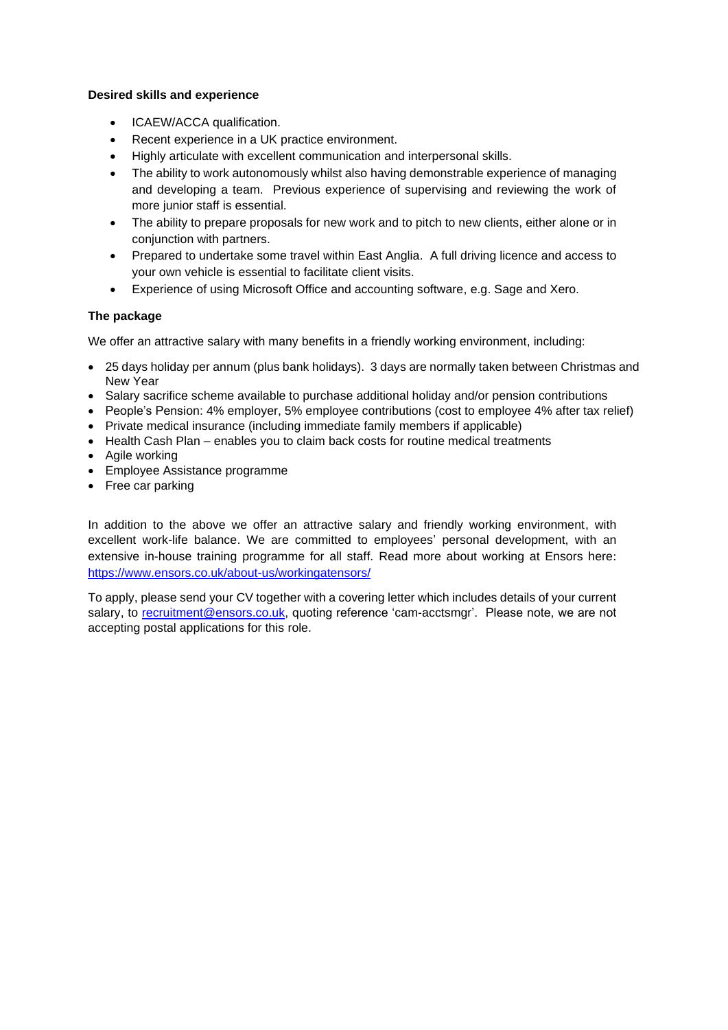**Desired skills and experience**

- ICAEW/ACCA qualification.
- Recent experience in a UK practice environment.
- Highly articulate with excellent communication and interpersonal skills.
- The ability to work autonomously whilst also having demonstrable experience of managing and developing a team. Previous experience of supervising and reviewing the work of more junior staff is essential.
- The ability to prepare proposals for new work and to pitch to new clients, either alone or in conjunction with partners.
- Prepared to undertake some travel within East Anglia. A full driving licence and access to your own vehicle is essential to facilitate client visits.
- Experience of using Microsoft Office and accounting software, e.g. Sage and Xero.

**The package**

We offer an attractive salary with many benefits in a friendly working environment, including:

- 25 days holiday per annum (plus bank holidays). 3 days are normally taken between Christmas and New Year
- Salary sacrifice scheme available to purchase additional holiday and/or pension contributions
- People's Pension: 4% employer, 5% employee contributions (cost to employee 4% after tax relief)
- Private medical insurance (including immediate family members if applicable)
- Health Cash Plan – enables you to claim back costs for routine medical treatments
- Agile working
- Employee Assistance programme
- Free car parking

In addition to the above we offer an attractive salary and friendly working environment, with excellent work-life balance. We are committed to employees' personal development, with an extensive in-house training programme for all staff. Read more about working at Ensors here: [https://www.ensors.co.uk/about-us/workingatensors/](https://www.ensors.co.uk/about-us/workingatensors/)

To apply, please send your CV together with a covering letter which includes details of your current salary, to [recruitment@ensors.co.uk](mailto:recruitment@ensors.co.uk), quoting reference 'cam-acctsmgr'. Please note, we are not accepting postal applications for this role.